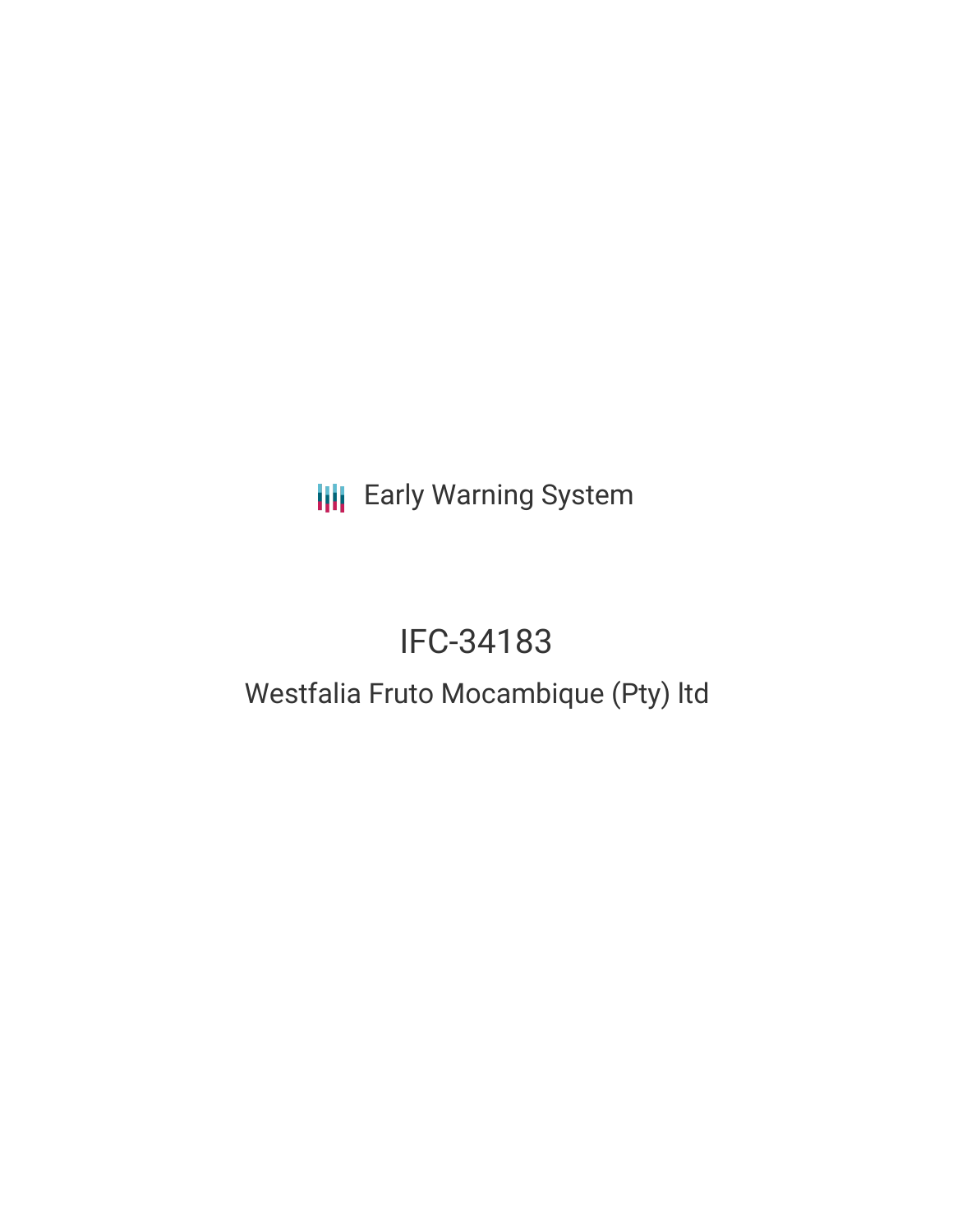Early Warning System

# IFC-34183

## Westfalia Fruto Mocambique (Pty) ltd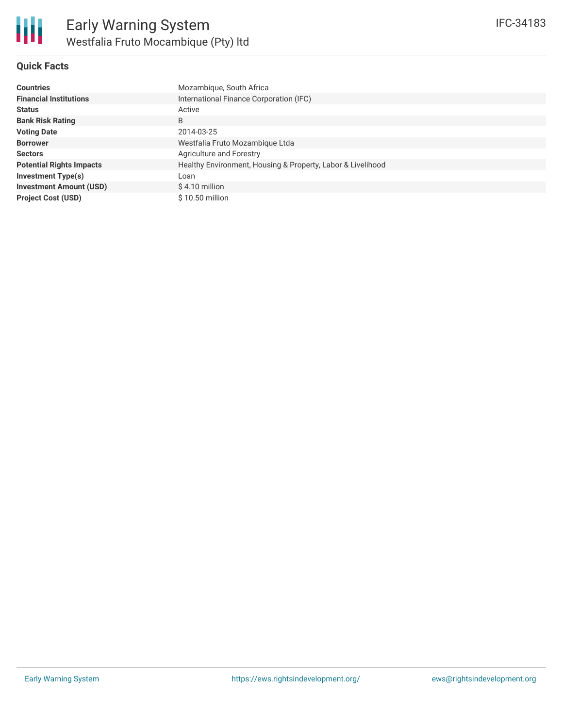# Early Warning System

## Westfalia Fruto Mocambique (Pty) ltd

IFC-34183

### Quick Facts

| | |
|---|---|
| **Countries** | Mozambique, South Africa |
| **Financial Institutions** | International Finance Corporation (IFC) |
| **Status** | Active |
| **Bank Risk Rating** | B |
| **Voting Date** | 2014-03-25 |
| **Borrower** | Westfalia Fruto Mozambique Ltda |
| **Sectors** | Agriculture and Forestry |
| **Potential Rights Impacts** | Healthy Environment, Housing & Property, Labor & Livelihood |
| **Investment Type(s)** | Loan |
| **Investment Amount (USD)** | $ 4.10 million |
| **Project Cost (USD)** | $ 10.50 million |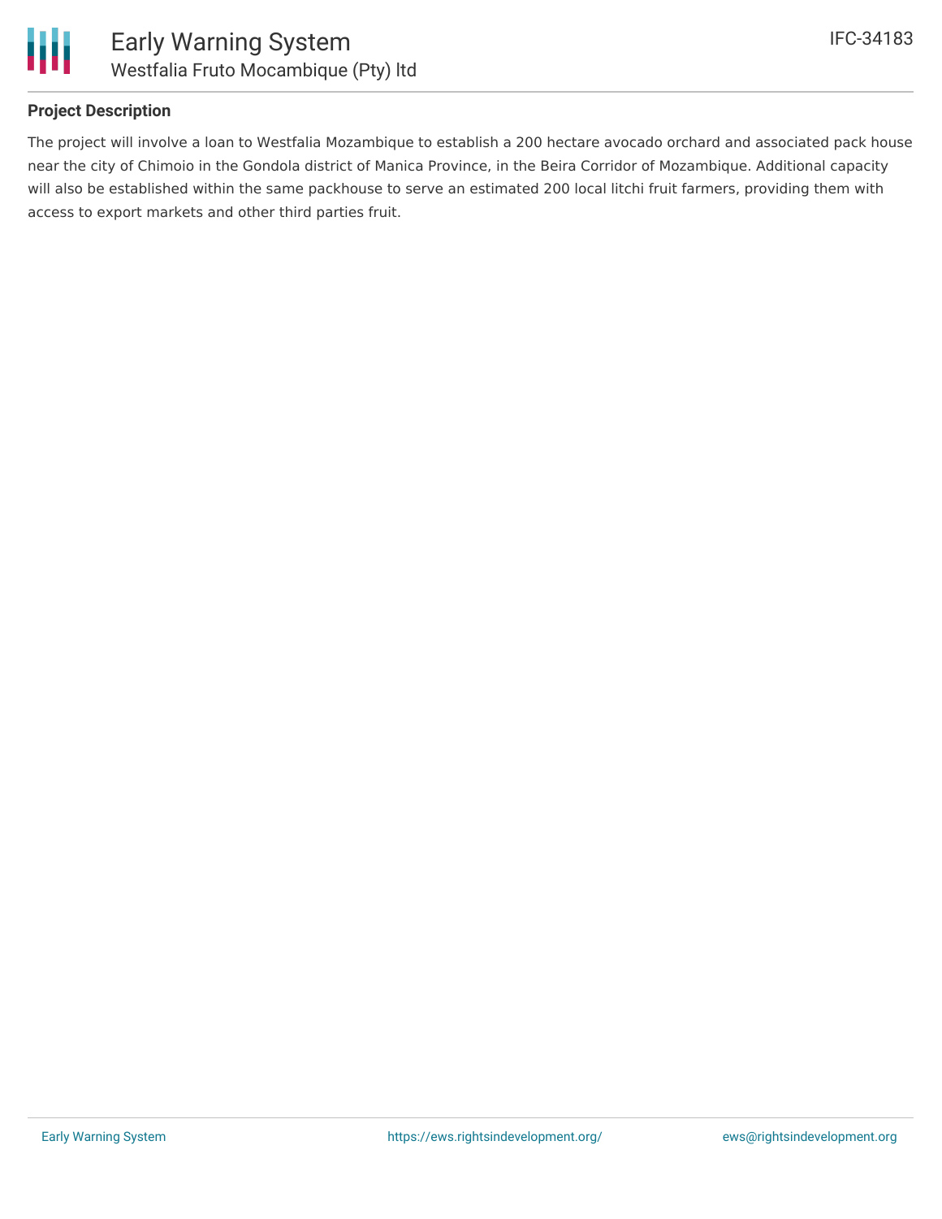## Project Description

The project will involve a loan to Westfalia Mozambique to establish a 200 hectare avocado orchard and associated pack house near the city of Chimoio in the Gondola district of Manica Province, in the Beira Corridor of Mozambique. Additional capacity will also be established within the same packhouse to serve an estimated 200 local litchi fruit farmers, providing them with access to export markets and other third parties fruit.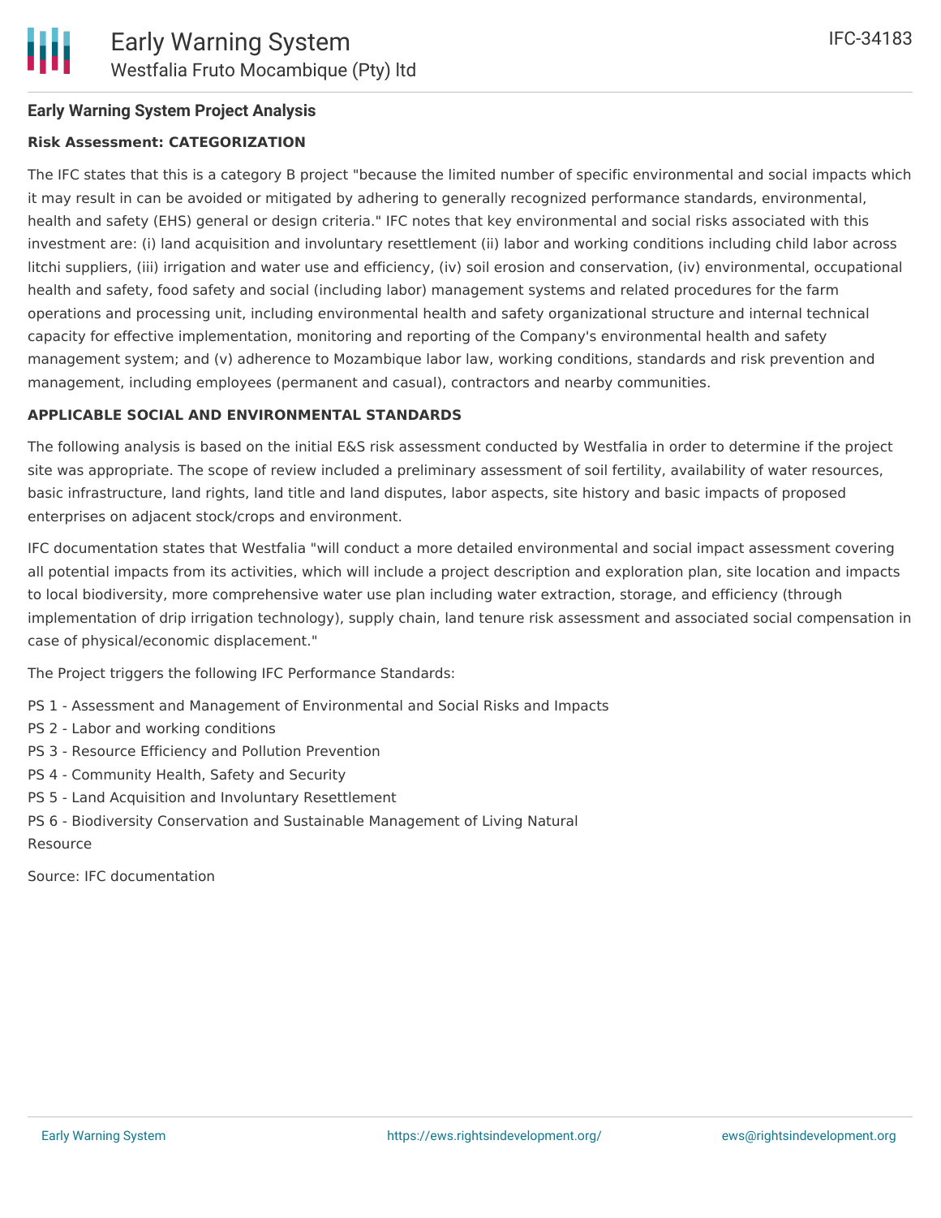## Early Warning System Project Analysis

### Risk Assessment: CATEGORIZATION

The IFC states that this is a category B project "because the limited number of specific environmental and social impacts which it may result in can be avoided or mitigated by adhering to generally recognized performance standards, environmental, health and safety (EHS) general or design criteria." IFC notes that key environmental and social risks associated with this investment are: (i) land acquisition and involuntary resettlement (ii) labor and working conditions including child labor across litchi suppliers, (iii) irrigation and water use and efficiency, (iv) soil erosion and conservation, (iv) environmental, occupational health and safety, food safety and social (including labor) management systems and related procedures for the farm operations and processing unit, including environmental health and safety organizational structure and internal technical capacity for effective implementation, monitoring and reporting of the Company's environmental health and safety management system; and (v) adherence to Mozambique labor law, working conditions, standards and risk prevention and management, including employees (permanent and casual), contractors and nearby communities.

### APPLICABLE SOCIAL AND ENVIRONMENTAL STANDARDS

The following analysis is based on the initial E&S risk assessment conducted by Westfalia in order to determine if the project site was appropriate. The scope of review included a preliminary assessment of soil fertility, availability of water resources, basic infrastructure, land rights, land title and land disputes, labor aspects, site history and basic impacts of proposed enterprises on adjacent stock/crops and environment.

IFC documentation states that Westfalia "will conduct a more detailed environmental and social impact assessment covering all potential impacts from its activities, which will include a project description and exploration plan, site location and impacts to local biodiversity, more comprehensive water use plan including water extraction, storage, and efficiency (through implementation of drip irrigation technology), supply chain, land tenure risk assessment and associated social compensation in case of physical/economic displacement."

The Project triggers the following IFC Performance Standards:

PS 1 - Assessment and Management of Environmental and Social Risks and Impacts
PS 2 - Labor and working conditions
PS 3 - Resource Efficiency and Pollution Prevention
PS 4 - Community Health, Safety and Security
PS 5 - Land Acquisition and Involuntary Resettlement
PS 6 - Biodiversity Conservation and Sustainable Management of Living Natural Resource

Source: IFC documentation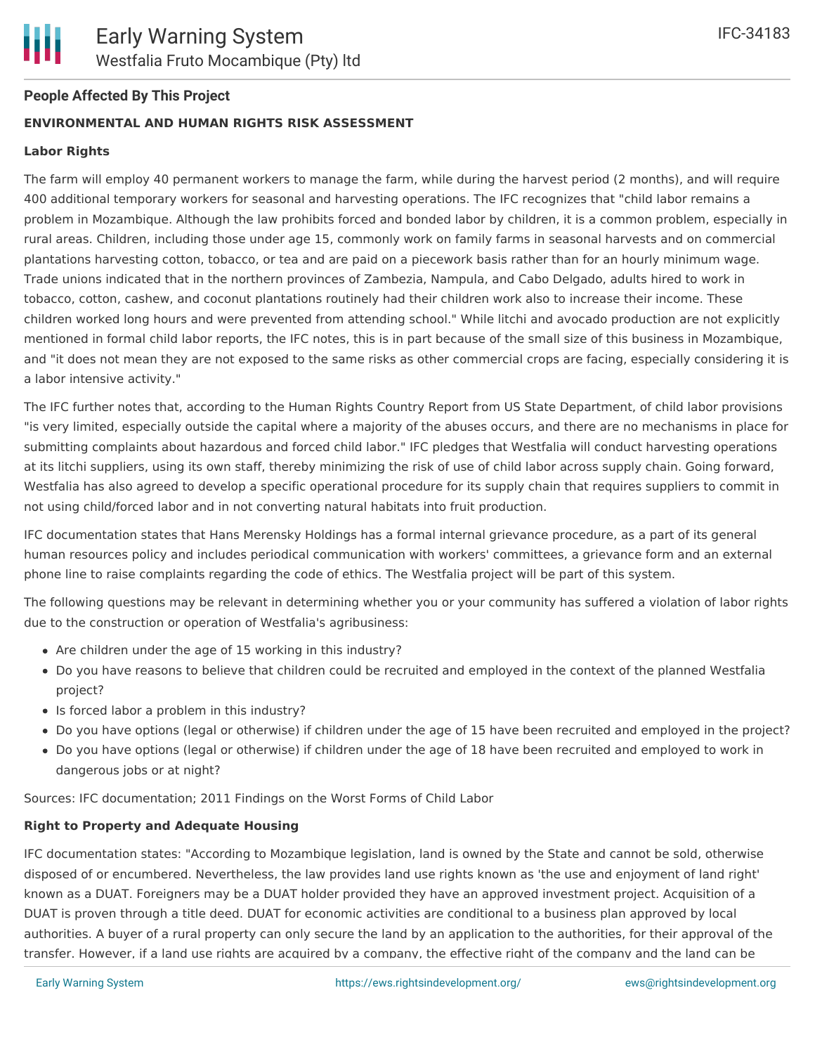**People Affected By This Project**

**ENVIRONMENTAL AND HUMAN RIGHTS RISK ASSESSMENT**

**Labor Rights**

The farm will employ 40 permanent workers to manage the farm, while during the harvest period (2 months), and will require 400 additional temporary workers for seasonal and harvesting operations. The IFC recognizes that "child labor remains a problem in Mozambique. Although the law prohibits forced and bonded labor by children, it is a common problem, especially in rural areas. Children, including those under age 15, commonly work on family farms in seasonal harvests and on commercial plantations harvesting cotton, tobacco, or tea and are paid on a piecework basis rather than for an hourly minimum wage. Trade unions indicated that in the northern provinces of Zambezia, Nampula, and Cabo Delgado, adults hired to work in tobacco, cotton, cashew, and coconut plantations routinely had their children work also to increase their income. These children worked long hours and were prevented from attending school." While litchi and avocado production are not explicitly mentioned in formal child labor reports, the IFC notes, this is in part because of the small size of this business in Mozambique, and "it does not mean they are not exposed to the same risks as other commercial crops are facing, especially considering it is a labor intensive activity."

The IFC further notes that, according to the Human Rights Country Report from US State Department, of child labor provisions "is very limited, especially outside the capital where a majority of the abuses occurs, and there are no mechanisms in place for submitting complaints about hazardous and forced child labor." IFC pledges that Westfalia will conduct harvesting operations at its litchi suppliers, using its own staff, thereby minimizing the risk of use of child labor across supply chain. Going forward, Westfalia has also agreed to develop a specific operational procedure for its supply chain that requires suppliers to commit in not using child/forced labor and in not converting natural habitats into fruit production.

IFC documentation states that Hans Merensky Holdings has a formal internal grievance procedure, as a part of its general human resources policy and includes periodical communication with workers' committees, a grievance form and an external phone line to raise complaints regarding the code of ethics. The Westfalia project will be part of this system.

The following questions may be relevant in determining whether you or your community has suffered a violation of labor rights due to the construction or operation of Westfalia's agribusiness:

- Are children under the age of 15 working in this industry?
- Do you have reasons to believe that children could be recruited and employed in the context of the planned Westfalia project?
- Is forced labor a problem in this industry?
- Do you have options (legal or otherwise) if children under the age of 15 have been recruited and employed in the project?
- Do you have options (legal or otherwise) if children under the age of 18 have been recruited and employed to work in dangerous jobs or at night?

Sources: IFC documentation; 2011 Findings on the Worst Forms of Child Labor

**Right to Property and Adequate Housing**

IFC documentation states: "According to Mozambique legislation, land is owned by the State and cannot be sold, otherwise disposed of or encumbered. Nevertheless, the law provides land use rights known as 'the use and enjoyment of land right' known as a DUAT. Foreigners may be a DUAT holder provided they have an approved investment project. Acquisition of a DUAT is proven through a title deed. DUAT for economic activities are conditional to a business plan approved by local authorities. A buyer of a rural property can only secure the land by an application to the authorities, for their approval of the transfer. However, if a land use rights are acquired by a company, the effective right of the company and the land can be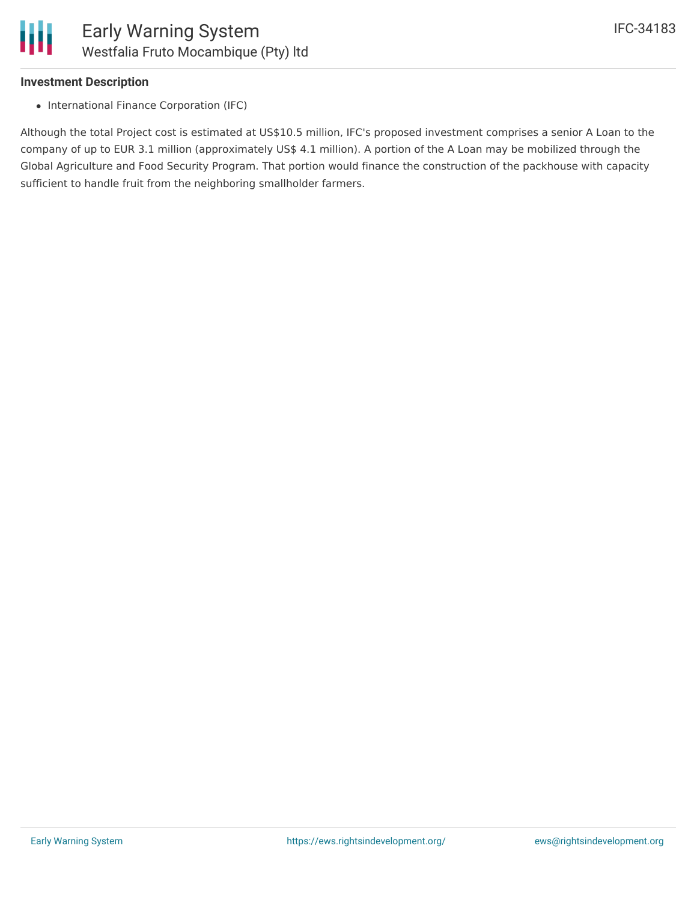**Investment Description**

- International Finance Corporation (IFC)

Although the total Project cost is estimated at US$10.5 million, IFC's proposed investment comprises a senior A Loan to the company of up to EUR 3.1 million (approximately US$ 4.1 million). A portion of the A Loan may be mobilized through the Global Agriculture and Food Security Program. That portion would finance the construction of the packhouse with capacity sufficient to handle fruit from the neighboring smallholder farmers.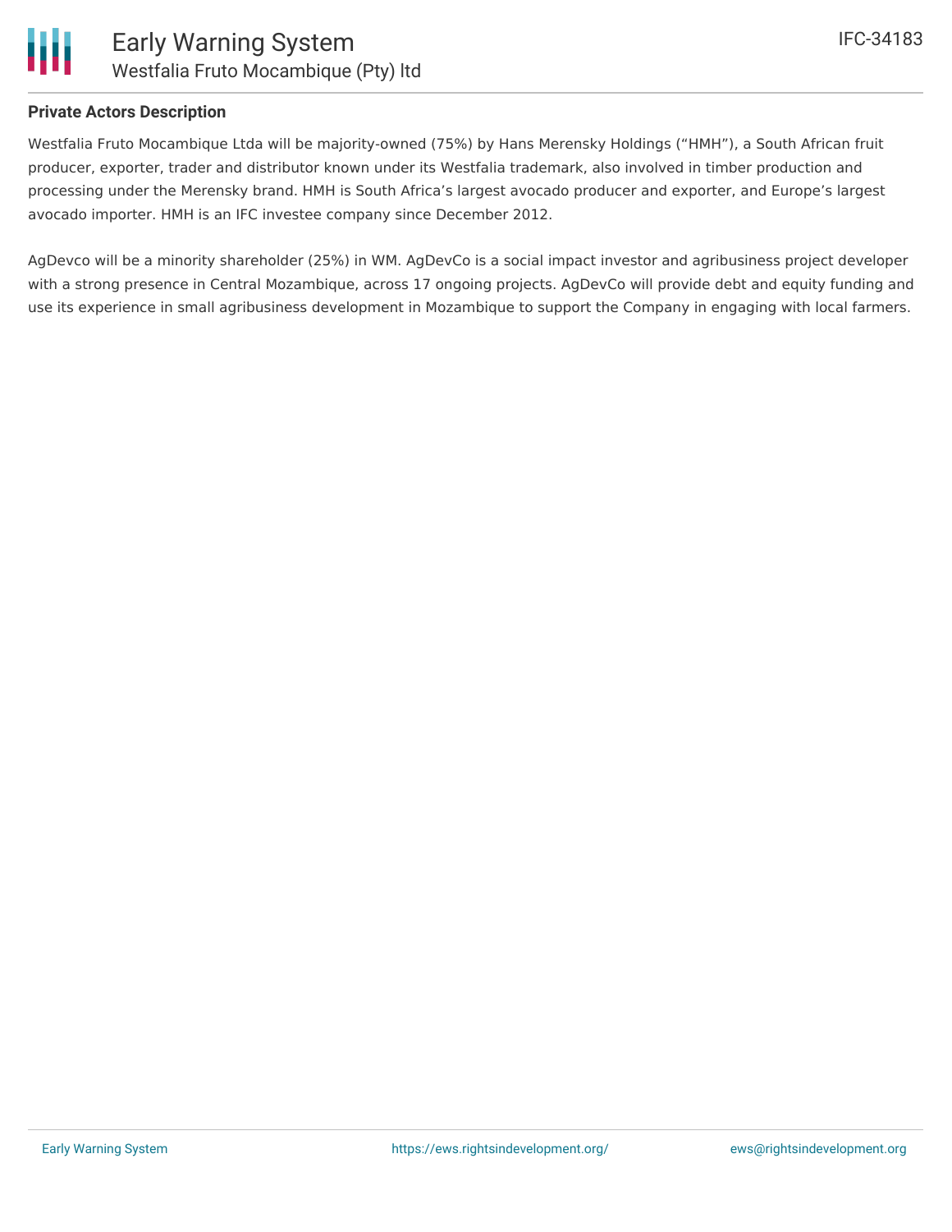**Private Actors Description**

Westfalia Fruto Mocambique Ltda will be majority-owned (75%) by Hans Merensky Holdings ("HMH"), a South African fruit producer, exporter, trader and distributor known under its Westfalia trademark, also involved in timber production and processing under the Merensky brand. HMH is South Africa's largest avocado producer and exporter, and Europe's largest avocado importer. HMH is an IFC investee company since December 2012.

AgDevco will be a minority shareholder (25%) in WM. AgDevCo is a social impact investor and agribusiness project developer with a strong presence in Central Mozambique, across 17 ongoing projects. AgDevCo will provide debt and equity funding and use its experience in small agribusiness development in Mozambique to support the Company in engaging with local farmers.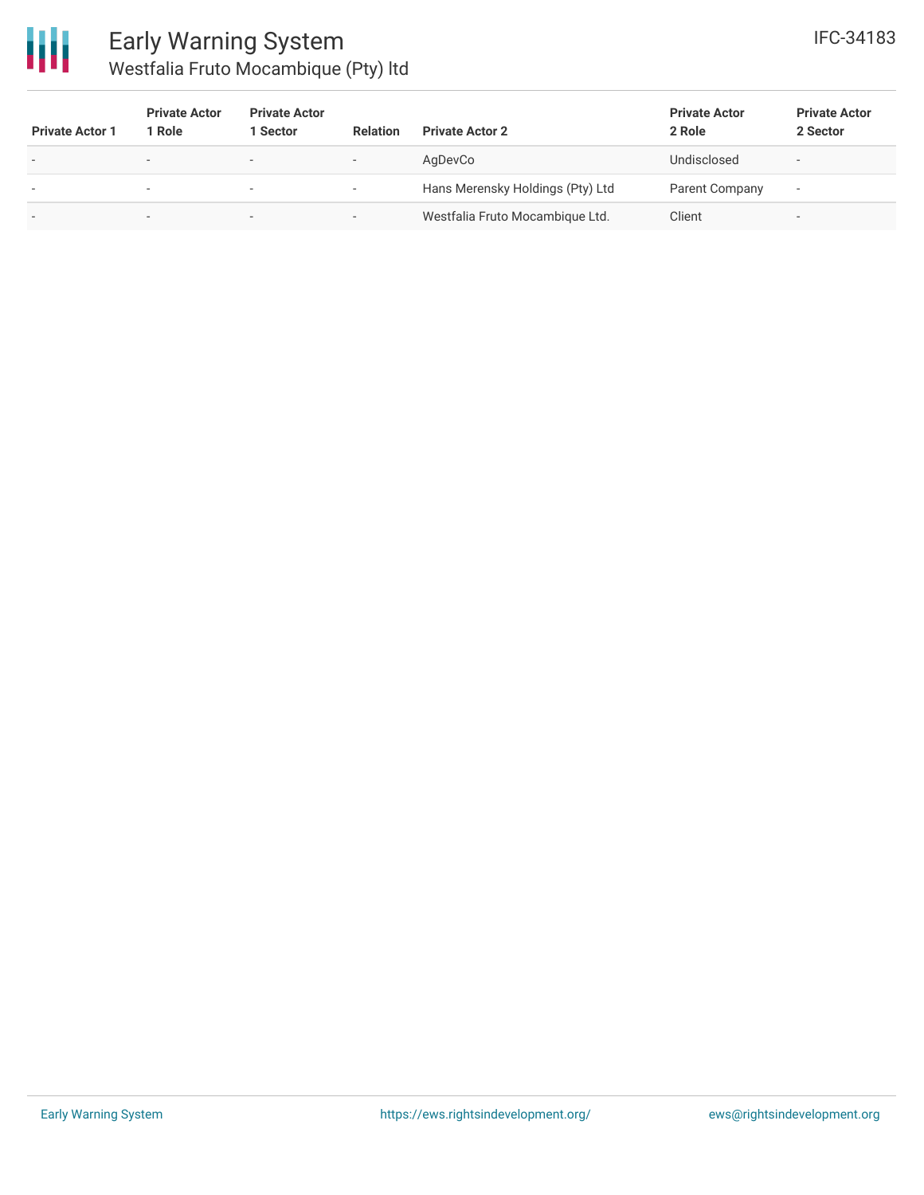| Private Actor 1 | Private Actor 1 Role | Private Actor 1 Sector | Relation | Private Actor 2 | Private Actor 2 Role | Private Actor 2 Sector |
|---|---|---|---|---|---|---|
| - | - | - | - | AgDevCo | Undisclosed | - |
| - | - | - | - | Hans Merensky Holdings (Pty) Ltd | Parent Company | - |
| - | - | - | - | Westfalia Fruto Mocambique Ltd. | Client | - |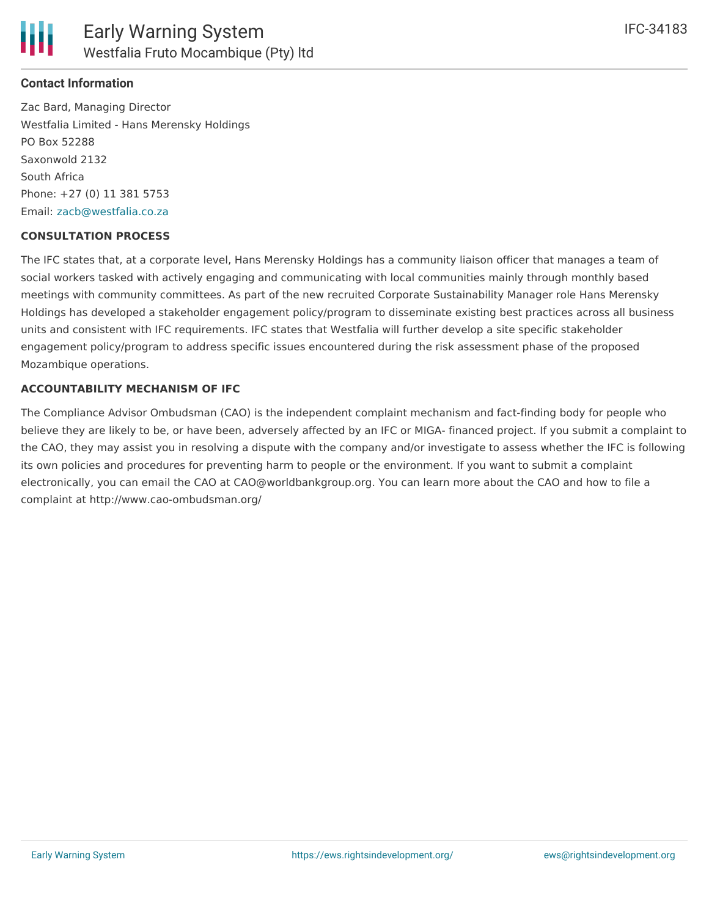**Contact Information**

Zac Bard, Managing Director
Westfalia Limited - Hans Merensky Holdings
PO Box 52288
Saxonwold 2132
South Africa
Phone: +27 (0) 11 381 5753
Email: zacb@westfalia.co.za

**CONSULTATION PROCESS**

The IFC states that, at a corporate level, Hans Merensky Holdings has a community liaison officer that manages a team of social workers tasked with actively engaging and communicating with local communities mainly through monthly based meetings with community committees. As part of the new recruited Corporate Sustainability Manager role Hans Merensky Holdings has developed a stakeholder engagement policy/program to disseminate existing best practices across all business units and consistent with IFC requirements. IFC states that Westfalia will further develop a site specific stakeholder engagement policy/program to address specific issues encountered during the risk assessment phase of the proposed Mozambique operations.

**ACCOUNTABILITY MECHANISM OF IFC**

The Compliance Advisor Ombudsman (CAO) is the independent complaint mechanism and fact-finding body for people who believe they are likely to be, or have been, adversely affected by an IFC or MIGA- financed project. If you submit a complaint to the CAO, they may assist you in resolving a dispute with the company and/or investigate to assess whether the IFC is following its own policies and procedures for preventing harm to people or the environment. If you want to submit a complaint electronically, you can email the CAO at CAO@worldbankgroup.org. You can learn more about the CAO and how to file a complaint at http://www.cao-ombudsman.org/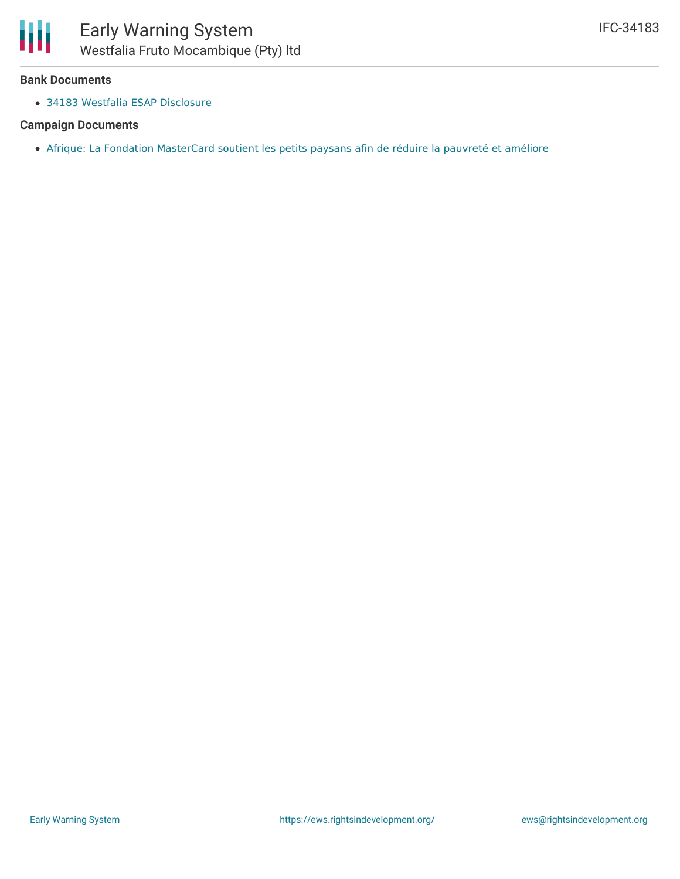**Bank Documents**

- 34183 Westfalia ESAP Disclosure

**Campaign Documents**

- Afrique: La Fondation MasterCard soutient les petits paysans afin de réduire la pauvreté et améliore